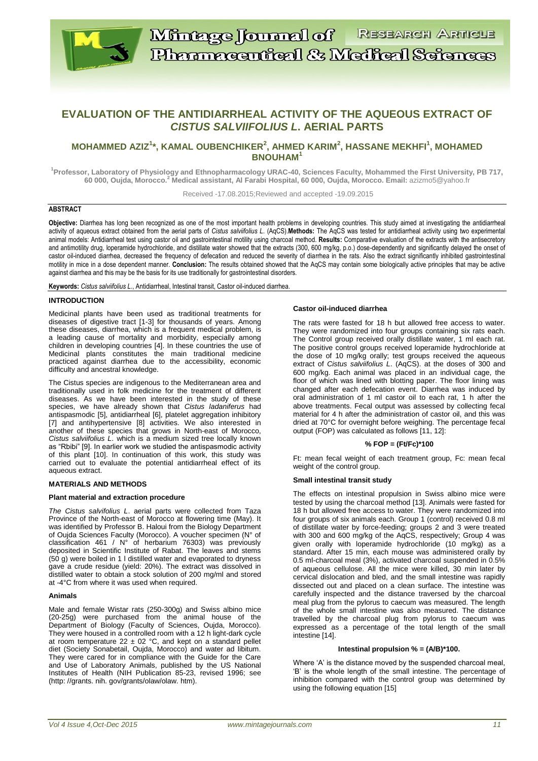# EVALUATION OF THE ANTIDIARRHEAL ACTIVITY OF THE AQUEOUS EXTRACT OF *CISTUS SALVIIFOLIUS L*. AERIAL PARTS

**MOHAMMED AZIZ[1]*, KAMAL OUBENCHIKER[2], AHMED KARIM[2], HASSANE MEKHFI[1], MOHAMED BNOUHAM[1]**

[1]Professor, Laboratory of Physiology and Ethnopharmacology URAC-40, Sciences Faculty, Mohammed the First University, PB 717, 60 000, Oujda, Morocco.[2] Medical assistant, Al Farabi Hospital, 60 000, Oujda, Morocco. Email: azizmo5@yahoo.fr

Received -17.08.2015;Reviewed and accepted -19.09.2015

## ABSTRACT

**Objective:** Diarrhea has long been recognized as one of the most important health problems in developing countries. This study aimed at investigating the antidiarrheal activity of aqueous extract obtained from the aerial parts of *Cistus salviifolius L*. (AqCS).**Methods:** The AqCS was tested for antidiarrheal activity using two experimental animal models: Antidiarrheal test using castor oil and gastrointestinal motility using charcoal method. **Results:** Comparative evaluation of the extracts with the antisecretory and antimotility drug, loperamide hydrochloride, and distillate water showed that the extracts (300, 600 mg/kg, p.o.) dose-dependently and significantly delayed the onset of castor oil-induced diarrhea, decreased the frequency of defecation and reduced the severity of diarrhea in the rats. Also the extract significantly inhibited gastrointestinal motility in mice in a dose dependent manner. **Conclusion:** The results obtained showed that the AqCS may contain some biologically active principles that may be active against diarrhea and this may be the basis for its use traditionally for gastrointestinal disorders.

**Keywords:** *Cistus salviifolius L*., Antidiarrheal, Intestinal transit, Castor oil-induced diarrhea.

## INTRODUCTION

Medicinal plants have been used as traditional treatments for diseases of digestive tract [1-3] for thousands of years. Among these diseases, diarrhea, which is a frequent medical problem, is a leading cause of mortality and morbidity, especially among children in developing countries [4]. In these countries the use of Medicinal plants constitutes the main traditional medicine practiced against diarrhea due to the accessibility, economic difficulty and ancestral knowledge.

The Cistus species are indigenous to the Mediterranean area and traditionally used in folk medicine for the treatment of different diseases. As we have been interested in the study of these species, we have already shown that *Cistus ladaniferus* had antispasmodic [5], antidiarrheal [6], platelet aggregation inhibitory [7] and antihypertensive [8] activities. We also interested in another of these species that grows in North-east of Morocco, *Cistus salviifolius L*. which is a medium sized tree locally known as "Rbibi" [9]. In earlier work we studied the antispasmodic activity of this plant [10]. In continuation of this work, this study was carried out to evaluate the potential antidiarrheal effect of its aqueous extract.

## MATERIALS AND METHODS

### Plant material and extraction procedure

*The Cistus salvifolius L*. aerial parts were collected from Taza Province of the North-east of Morocco at flowering time (May). It was identified by Professor B. Haloui from the Biology Department of Oujda Sciences Faculty (Morocco). A voucher specimen (N° of classification 461 / N° of herbarium 76303) was previously deposited in Scientific Institute of Rabat. The leaves and stems (50 g) were boiled in 1 l distilled water and evaporated to dryness gave a crude residue (yield: 20%). The extract was dissolved in distilled water to obtain a stock solution of 200 mg/ml and stored at -4°C from where it was used when required.

### Animals

Male and female Wistar rats (250-300g) and Swiss albino mice (20-25g) were purchased from the animal house of the Department of Biology (Faculty of Sciences, Oujda, Morocco). They were housed in a controlled room with a 12 h light-dark cycle at room temperature 22 ± 02 °C, and kept on a standard pellet diet (Society Sonabetail, Oujda, Morocco) and water ad libitum. They were cared for in compliance with the Guide for the Care and Use of Laboratory Animals, published by the US National Institutes of Health (NIH Publication 85-23, revised 1996; see (http: //grants. nih. gov/grants/olaw/olaw. htm).

### Castor oil-induced diarrhea

The rats were fasted for 18 h but allowed free access to water. They were randomized into four groups containing six rats each. The Control group received orally distillate water, 1 ml each rat. The positive control groups received loperamide hydrochloride at the dose of 10 mg/kg orally; test groups received the aqueous extract of *Cistus salviifolius L*. (AqCS). at the doses of 300 and 600 mg/kg. Each animal was placed in an individual cage, the floor of which was lined with blotting paper. The floor lining was changed after each defecation event. Diarrhea was induced by oral administration of 1 ml castor oil to each rat, 1 h after the above treatments. Fecal output was assessed by collecting fecal material for 4 h after the administration of castor oil, and this was dried at 70°C for overnight before weighing. The percentage fecal output (FOP) was calculated as follows [11, 12]:

$$\% \text{ FOP} = (\text{Ft}/\text{Fc}) \times 100$$

Ft: mean fecal weight of each treatment group, Fc: mean fecal weight of the control group.

### Small intestinal transit study

The effects on intestinal propulsion in Swiss albino mice were tested by using the charcoal method [13]. Animals were fasted for 18 h but allowed free access to water. They were randomized into four groups of six animals each. Group 1 (control) received 0.8 ml of distillate water by force-feeding; groups 2 and 3 were treated with 300 and 600 mg/kg of the AqCS, respectively; Group 4 was given orally with loperamide hydrochloride (10 mg/kg) as a standard. After 15 min, each mouse was administered orally by 0.5 ml-charcoal meal (3%), activated charcoal suspended in 0.5% of aqueous cellulose. All the mice were killed, 30 min later by cervical dislocation and bled, and the small intestine was rapidly dissected out and placed on a clean surface. The intestine was carefully inspected and the distance traversed by the charcoal meal plug from the pylorus to caecum was measured. The length of the whole small intestine was also measured. The distance travelled by the charcoal plug from pylorus to caecum was expressed as a percentage of the total length of the small intestine [14].

$$\text{Intestinal propulsion } \% = (\text{A}/\text{B}) \times 100.$$

Where 'A' is the distance moved by the suspended charcoal meal, 'B' is the whole length of the small intestine. The percentage of inhibition compared with the control group was determined by using the following equation [15]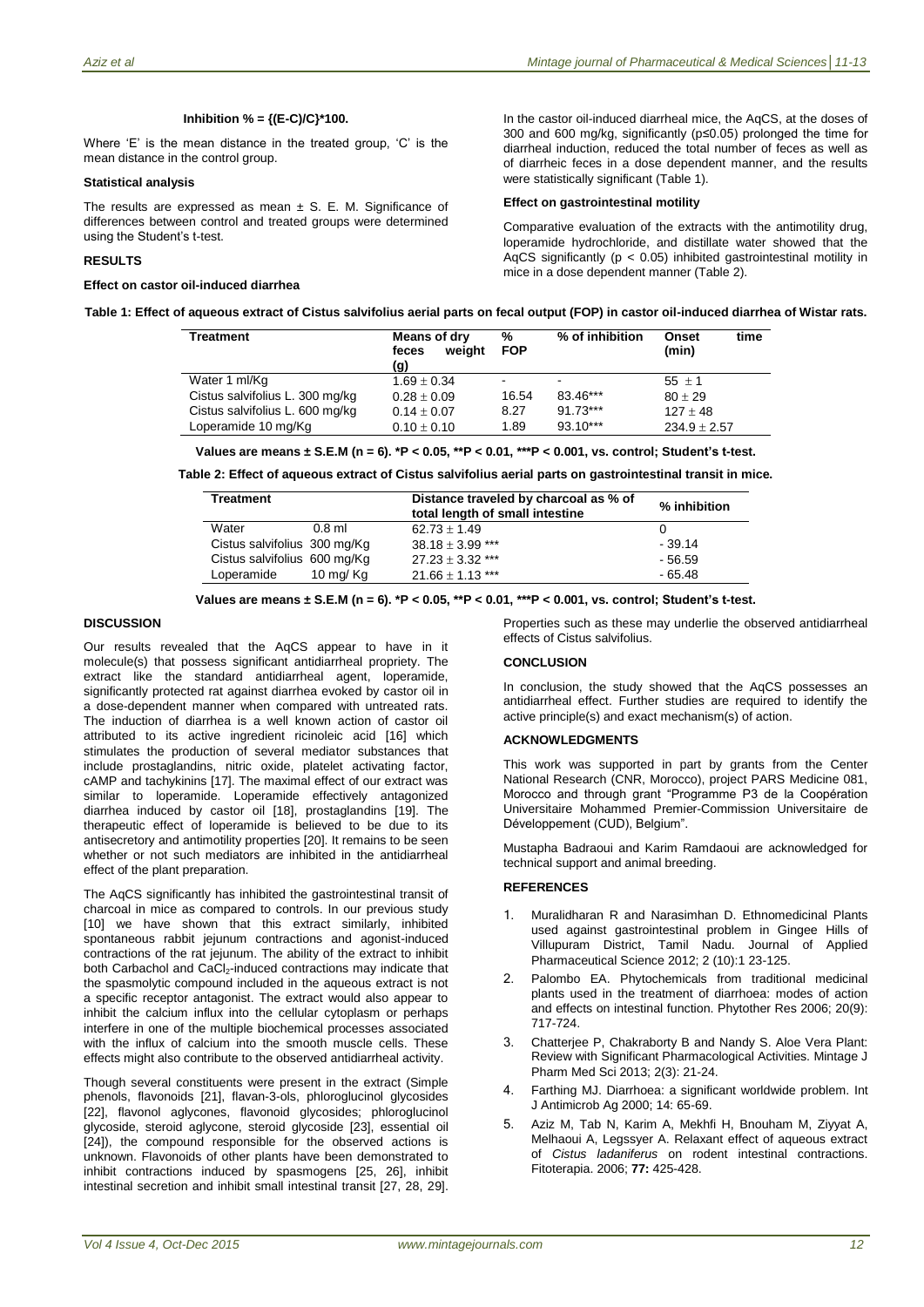**Inhibition % = {(E-C)/C}*100.**

Where 'E' is the mean distance in the treated group, 'C' is the mean distance in the control group.

**Statistical analysis**

The results are expressed as mean ± S. E. M. Significance of differences between control and treated groups were determined using the Student's t-test.

## RESULTS

**Effect on castor oil-induced diarrhea**

In the castor oil-induced diarrheal mice, the AqCS, at the doses of 300 and 600 mg/kg, significantly ($p \leq 0.05$) prolonged the time for diarrheal induction, reduced the total number of feces as well as of diarrheic feces in a dose dependent manner, and the results were statistically significant (Table 1).

**Effect on gastrointestinal motility**

Comparative evaluation of the extracts with the antimotility drug, loperamide hydrochloride, and distillate water showed that the AqCS significantly ($p < 0.05$) inhibited gastrointestinal motility in mice in a dose dependent manner (Table 2).

**Table 1: Effect of aqueous extract of Cistus salvifolius aerial parts on fecal output (FOP) in castor oil-induced diarrhea of Wistar rats.**

| Treatment | Means of dry feces weight (g) | % FOP | % of inhibition | Onset time (min) |
|---|---|---|---|---|
| Water 1 ml/Kg | 1.69 ± 0.34 | - | - | 55 ± 1 |
| Cistus salvifolius L. 300 mg/kg | 0.28 ± 0.09 | 16.54 | 83.46*** | 80 ± 29 |
| Cistus salvifolius L. 600 mg/Kg | 0.14 ± 0.07 | 8.27 | 91.73*** | 127 ± 48 |
| Loperamide 10 mg/Kg | 0.10 ± 0.10 | 1.89 | 93.10*** | 234.9 ± 2.57 |

**Values are means ± S.E.M (n = 6). *P < 0.05, **P < 0.01, ***P < 0.001, vs. control; Student's t-test.**

**Table 2: Effect of aqueous extract of Cistus salvifolius aerial parts on gastrointestinal transit in mice.**

| Treatment | | Distance traveled by charcoal as % of total length of small intestine | % inhibition |
|---|---|---|---|
| Water | 0.8 ml | 62.73 ± 1.49 | 0 |
| Cistus salvifolius 300 mg/Kg | | 38.18 ± 3.99 *** | - 39.14 |
| Cistus salvifolius 600 mg/Kg | | 27.23 ± 3.32 *** | - 56.59 |
| Loperamide | 10 mg/ Kg | 21.66 ± 1.13 *** | - 65.48 |

**Values are means ± S.E.M (n = 6). *P < 0.05, **P < 0.01, ***P < 0.001, vs. control; Student's t-test.**

## DISCUSSION

Our results revealed that the AqCS appear to have in it molecule(s) that possess significant antidiarrheal propriety. The extract like the standard antidiarrheal agent, loperamide, significantly protected rat against diarrhea evoked by castor oil in a dose-dependent manner when compared with untreated rats. The induction of diarrhea is a well known action of castor oil attributed to its active ingredient ricinoleic acid [16] which stimulates the production of several mediator substances that include prostaglandins, nitric oxide, platelet activating factor, cAMP and tachykinins [17]. The maximal effect of our extract was similar to loperamide. Loperamide effectively antagonized diarrhea induced by castor oil [18], prostaglandins [19]. The therapeutic effect of loperamide is believed to be due to its antisecretory and antimotility properties [20]. It remains to be seen whether or not such mediators are inhibited in the antidiarrheal effect of the plant preparation.

The AqCS significantly has inhibited the gastrointestinal transit of charcoal in mice as compared to controls. In our previous study [10] we have shown that this extract similarly, inhibited spontaneous rabbit jejunum contractions and agonist-induced contractions of the rat jejunum. The ability of the extract to inhibit both Carbachol and $CaCl_2$-induced contractions may indicate that the spasmolytic compound included in the aqueous extract is not a specific receptor antagonist. The extract would also appear to inhibit the calcium influx into the cellular cytoplasm or perhaps interfere in one of the multiple biochemical processes associated with the influx of calcium into the smooth muscle cells. These effects might also contribute to the observed antidiarrheal activity.

Though several constituents were present in the extract (Simple phenols, flavonoids [21], flavan-3-ols, phloroglucinol glycosides [22], flavonol aglycones, flavonoid glycosides; phloroglucinol glycoside, steroid aglycone, steroid glycoside [23], essential oil [24]), the compound responsible for the observed actions is unknown. Flavonoids of other plants have been demonstrated to inhibit contractions induced by spasmogens [25, 26], inhibit intestinal secretion and inhibit small intestinal transit [27, 28, 29]. Properties such as these may underlie the observed antidiarrheal effects of Cistus salvifolius.

## CONCLUSION

In conclusion, the study showed that the AqCS possesses an antidiarrheal effect. Further studies are required to identify the active principle(s) and exact mechanism(s) of action.

## ACKNOWLEDGMENTS

This work was supported in part by grants from the Center National Research (CNR, Morocco), project PARS Medicine 081, Morocco and through grant "Programme P3 de la Coopération Universitaire Mohammed Premier-Commission Universitaire de Développement (CUD), Belgium".

Mustapha Badraoui and Karim Ramdaoui are acknowledged for technical support and animal breeding.

## REFERENCES

1. Muralidharan R and Narasimhan D. Ethnomedicinal Plants used against gastrointestinal problem in Gingee Hills of Villupuram District, Tamil Nadu. Journal of Applied Pharmaceutical Science 2012; 2 (10):1 23-125.
2. Palombo EA. Phytochemicals from traditional medicinal plants used in the treatment of diarrhoea: modes of action and effects on intestinal function. Phytother Res 2006; 20(9): 717-724.
3. Chatterjee P, Chakraborty B and Nandy S. Aloe Vera Plant: Review with Significant Pharmacological Activities. Mintage J Pharm Med Sci 2013; 2(3): 21-24.
4. Farthing MJ. Diarrhoea: a significant worldwide problem. Int J Antimicrob Ag 2000; 14: 65-69.
5. Aziz M, Tab N, Karim A, Mekhfi H, Bnouham M, Ziyyat A, Melhaoui A, Legssyer A. Relaxant effect of aqueous extract of *Cistus ladaniferus* on rodent intestinal contractions. Fitoterapia. 2006; **77:** 425-428.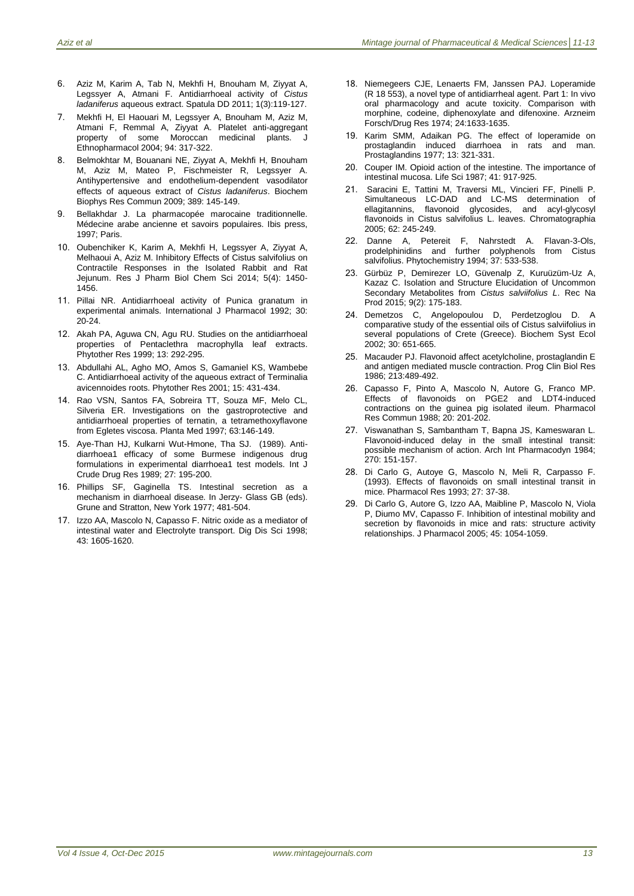6. Aziz M, Karim A, Tab N, Mekhfi H, Bnouham M, Ziyyat A, Legssyer A, Atmani F. Antidiarrhoeal activity of *Cistus ladaniferus* aqueous extract. Spatula DD 2011; 1(3):119-127.
7. Mekhfi H, El Haouari M, Legssyer A, Bnouham M, Aziz M, Atmani F, Remmal A, Ziyyat A. Platelet anti-aggregant property of some Moroccan medicinal plants. J Ethnopharmacol 2004; 94: 317-322.
8. Belmokhtar M, Bouanani NE, Ziyyat A, Mekhfi H, Bnouham M, Aziz M, Mateo P, Fischmeister R, Legssyer A. Antihypertensive and endothelium-dependent vasodilator effects of aqueous extract of *Cistus ladaniferus*. Biochem Biophys Res Commun 2009; 389: 145-149.
9. Bellakhdar J. La pharmacopée marocaine traditionnelle. Médecine arabe ancienne et savoirs populaires. Ibis press, 1997; Paris.
10. Oubenchiker K, Karim A, Mekhfi H, Legssyer A, Ziyyat A, Melhaoui A, Aziz M. Inhibitory Effects of Cistus salvifolius on Contractile Responses in the Isolated Rabbit and Rat Jejunum. Res J Pharm Biol Chem Sci 2014; 5(4): 1450-1456.
11. Pillai NR. Antidiarrhoeal activity of Punica granatum in experimental animals. International J Pharmacol 1992; 30: 20-24.
12. Akah PA, Aguwa CN, Agu RU. Studies on the antidiarrhoeal properties of Pentaclethra macrophylla leaf extracts. Phytother Res 1999; 13: 292-295.
13. Abdullahi AL, Agho MO, Amos S, Gamaniel KS, Wambebe C. Antidiarrhoeal activity of the aqueous extract of Terminalia avicennoides roots. Phytother Res 2001; 15: 431-434.
14. Rao VSN, Santos FA, Sobreira TT, Souza MF, Melo CL, Silveria ER. Investigations on the gastroprotective and antidiarrhoeal properties of ternatin, a tetramethoxyflavone from Egletes viscosa. Planta Med 1997; 63:146-149.
15. Aye-Than HJ, Kulkarni Wut-Hmone, Tha SJ. (1989). Anti-diarrhoea1 efficacy of some Burmese indigenous drug formulations in experimental diarrhoea1 test models. Int J Crude Drug Res 1989; 27: 195-200.
16. Phillips SF, Gaginella TS. Intestinal secretion as a mechanism in diarrhoeal disease. In Jerzy- Glass GB (eds). Grune and Stratton, New York 1977; 481-504.
17. Izzo AA, Mascolo N, Capasso F. Nitric oxide as a mediator of intestinal water and Electrolyte transport. Dig Dis Sci 1998; 43: 1605-1620.
18. Niemegeers CJE, Lenaerts FM, Janssen PAJ. Loperamide (R 18 553), a novel type of antidiarrheal agent. Part 1: In vivo oral pharmacology and acute toxicity. Comparison with morphine, codeine, diphenoxylate and difenoxine. Arzneim Forsch/Drug Res 1974; 24:1633-1635.
19. Karim SMM, Adaikan PG. The effect of loperamide on prostaglandin induced diarrhoea in rats and man. Prostaglandins 1977; 13: 321-331.
20. Couper IM. Opioid action of the intestine. The importance of intestinal mucosa. Life Sci 1987; 41: 917-925.
21. Saracini E, Tattini M, Traversi ML, Vincieri FF, Pinelli P. Simultaneous LC-DAD and LC-MS determination of ellagitannins, flavonoid glycosides, and acyl-glycosyl flavonoids in Cistus salvifolius L. leaves. Chromatographia 2005; 62: 245-249.
22. Danne A, Petereit F, Nahrstedt A. Flavan-3-Ols, prodelphinidins and further polyphenols from Cistus salvifolius. Phytochemistry 1994; 37: 533-538.
23. Gürbüz P, Demirezer LO, Güvenalp Z, Kuruüzüm-Uz A, Kazaz C. Isolation and Structure Elucidation of Uncommon Secondary Metabolites from *Cistus salviifolius L*. Rec Na Prod 2015; 9(2): 175-183.
24. Demetzos C, Angelopoulou D, Perdetzoglou D. A comparative study of the essential oils of Cistus salviifolius in several populations of Crete (Greece). Biochem Syst Ecol 2002; 30: 651-665.
25. Macauder PJ. Flavonoid affect acetylcholine, prostaglandin E and antigen mediated muscle contraction. Prog Clin Biol Res 1986; 213:489-492.
26. Capasso F, Pinto A, Mascolo N, Autore G, Franco MP. Effects of flavonoids on PGE2 and LDT4-induced contractions on the guinea pig isolated ileum. Pharmacol Res Commun 1988; 20: 201-202.
27. Viswanathan S, Sambantham T, Bapna JS, Kameswaran L. Flavonoid-induced delay in the small intestinal transit: possible mechanism of action. Arch Int Pharmacodyn 1984; 270: 151-157.
28. Di Carlo G, Autoye G, Mascolo N, Meli R, Carpasso F. (1993). Effects of flavonoids on small intestinal transit in mice. Pharmacol Res 1993; 27: 37-38.
29. Di Carlo G, Autore G, Izzo AA, Maibline P, Mascolo N, Viola P, Diumo MV, Capasso F. Inhibition of intestinal mobility and secretion by flavonoids in mice and rats: structure activity relationships. J Pharmacol 2005; 45: 1054-1059.